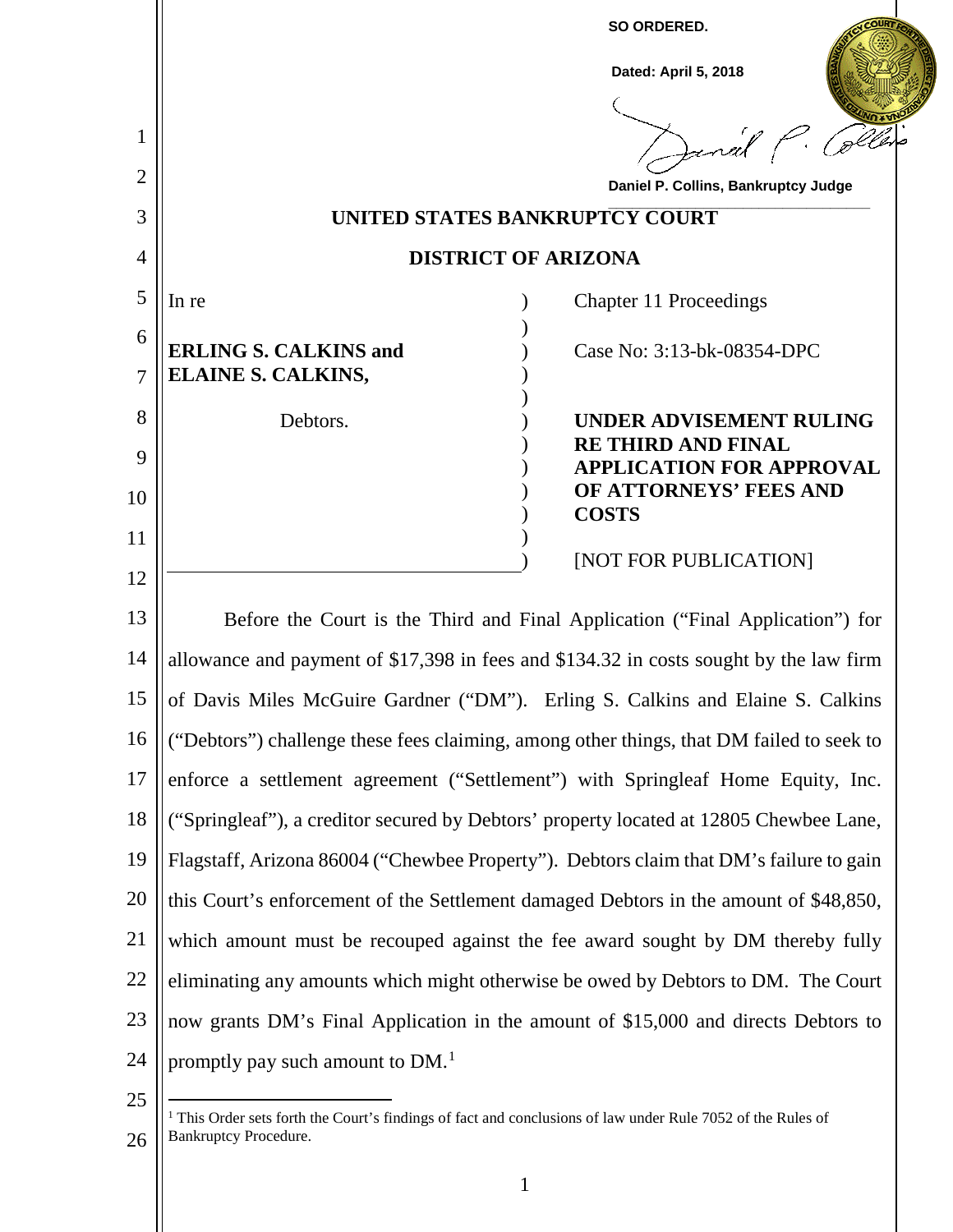**SO ORDERED.**

**Dated: April 5, 2018**

Daniel P. Collins, Bankruptcy Judge

# UNITED STATES BANKRUPTCY COURT

# DISTRICT OF ARIZONA

| | |
|---|---|
| In re | Chapter 11 Proceedings |
| **ERLING S. CALKINS and ELAINE S. CALKINS,** | Case No: 3:13-bk-08354-DPC |
| Debtors. | **UNDER ADVISEMENT RULING RE THIRD AND FINAL APPLICATION FOR APPROVAL OF ATTORNEYS' FEES AND COSTS** |
| | [NOT FOR PUBLICATION] |

Before the Court is the Third and Final Application ("Final Application") for allowance and payment of $17,398 in fees and $134.32 in costs sought by the law firm of Davis Miles McGuire Gardner ("DM"). Erling S. Calkins and Elaine S. Calkins ("Debtors") challenge these fees claiming, among other things, that DM failed to seek to enforce a settlement agreement ("Settlement") with Springleaf Home Equity, Inc. ("Springleaf"), a creditor secured by Debtors' property located at 12805 Chewbee Lane, Flagstaff, Arizona 86004 ("Chewbee Property"). Debtors claim that DM's failure to gain this Court's enforcement of the Settlement damaged Debtors in the amount of $48,850, which amount must be recouped against the fee award sought by DM thereby fully eliminating any amounts which might otherwise be owed by Debtors to DM. The Court now grants DM's Final Application in the amount of $15,000 and directs Debtors to promptly pay such amount to DM.[1]

[1] This Order sets forth the Court's findings of fact and conclusions of law under Rule 7052 of the Rules of Bankruptcy Procedure.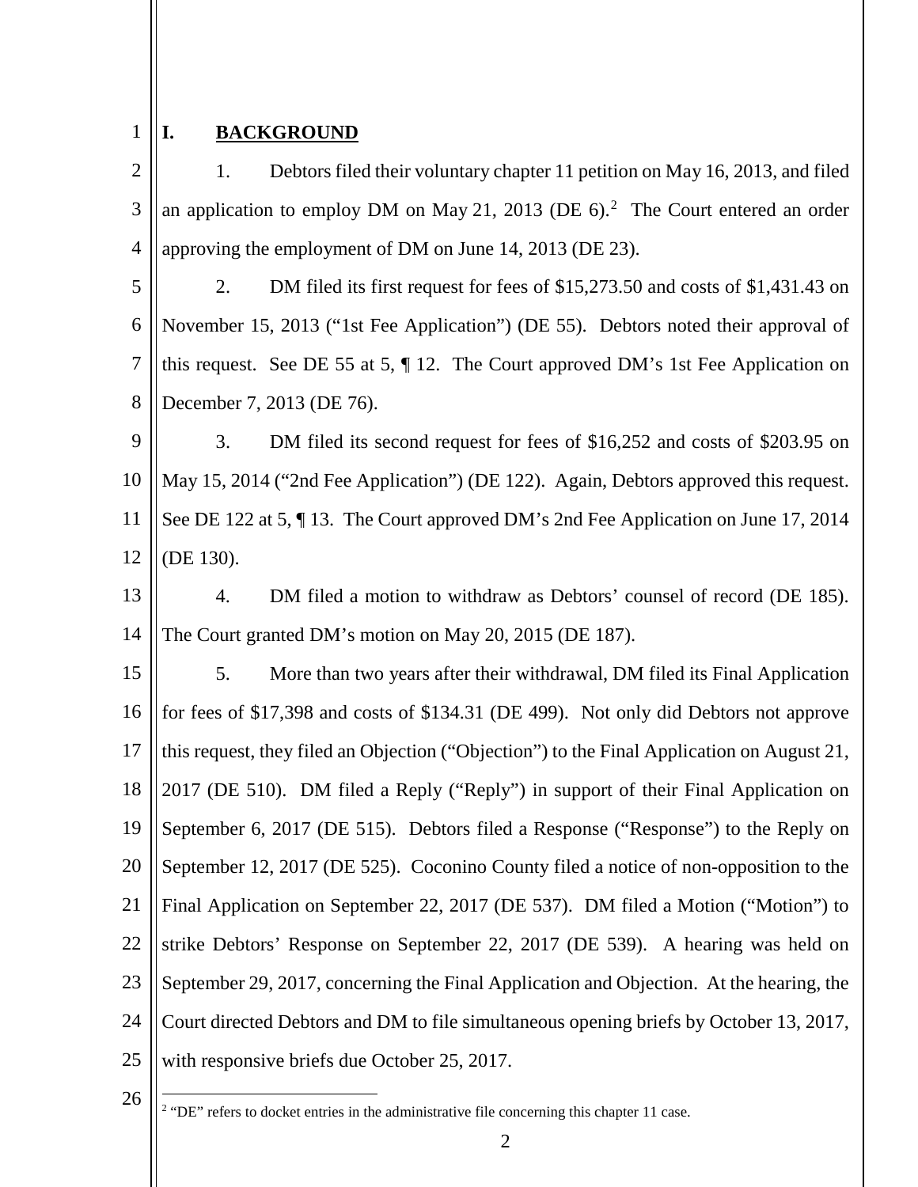## I. BACKGROUND

1. Debtors filed their voluntary chapter 11 petition on May 16, 2013, and filed an application to employ DM on May 21, 2013 (DE 6).[2] The Court entered an order approving the employment of DM on June 14, 2013 (DE 23).

2. DM filed its first request for fees of $15,273.50 and costs of $1,431.43 on November 15, 2013 ("1st Fee Application") (DE 55). Debtors noted their approval of this request. See DE 55 at 5, ¶ 12. The Court approved DM's 1st Fee Application on December 7, 2013 (DE 76).

3. DM filed its second request for fees of $16,252 and costs of $203.95 on May 15, 2014 ("2nd Fee Application") (DE 122). Again, Debtors approved this request. See DE 122 at 5, ¶ 13. The Court approved DM's 2nd Fee Application on June 17, 2014 (DE 130).

4. DM filed a motion to withdraw as Debtors' counsel of record (DE 185). The Court granted DM's motion on May 20, 2015 (DE 187).

5. More than two years after their withdrawal, DM filed its Final Application for fees of $17,398 and costs of $134.31 (DE 499). Not only did Debtors not approve this request, they filed an Objection ("Objection") to the Final Application on August 21, 2017 (DE 510). DM filed a Reply ("Reply") in support of their Final Application on September 6, 2017 (DE 515). Debtors filed a Response ("Response") to the Reply on September 12, 2017 (DE 525). Coconino County filed a notice of non-opposition to the Final Application on September 22, 2017 (DE 537). DM filed a Motion ("Motion") to strike Debtors' Response on September 22, 2017 (DE 539). A hearing was held on September 29, 2017, concerning the Final Application and Objection. At the hearing, the Court directed Debtors and DM to file simultaneous opening briefs by October 13, 2017, with responsive briefs due October 25, 2017.

[2] "DE" refers to docket entries in the administrative file concerning this chapter 11 case.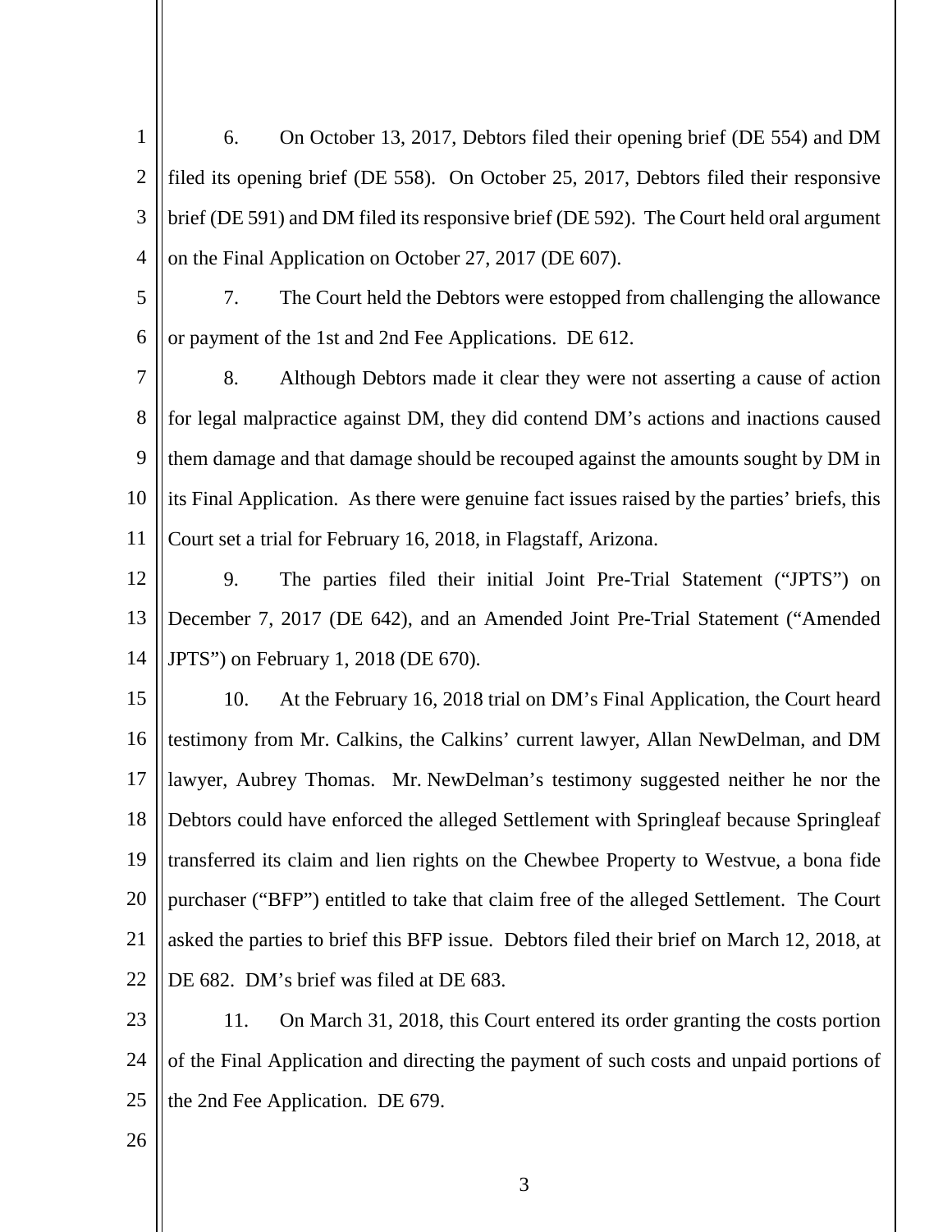6. On October 13, 2017, Debtors filed their opening brief (DE 554) and DM filed its opening brief (DE 558). On October 25, 2017, Debtors filed their responsive brief (DE 591) and DM filed its responsive brief (DE 592). The Court held oral argument on the Final Application on October 27, 2017 (DE 607).

7. The Court held the Debtors were estopped from challenging the allowance or payment of the 1st and 2nd Fee Applications. DE 612.

8. Although Debtors made it clear they were not asserting a cause of action for legal malpractice against DM, they did contend DM's actions and inactions caused them damage and that damage should be recouped against the amounts sought by DM in its Final Application. As there were genuine fact issues raised by the parties' briefs, this Court set a trial for February 16, 2018, in Flagstaff, Arizona.

9. The parties filed their initial Joint Pre-Trial Statement ("JPTS") on December 7, 2017 (DE 642), and an Amended Joint Pre-Trial Statement ("Amended JPTS") on February 1, 2018 (DE 670).

10. At the February 16, 2018 trial on DM's Final Application, the Court heard testimony from Mr. Calkins, the Calkins' current lawyer, Allan NewDelman, and DM lawyer, Aubrey Thomas. Mr. NewDelman's testimony suggested neither he nor the Debtors could have enforced the alleged Settlement with Springleaf because Springleaf transferred its claim and lien rights on the Chewbee Property to Westvue, a bona fide purchaser ("BFP") entitled to take that claim free of the alleged Settlement. The Court asked the parties to brief this BFP issue. Debtors filed their brief on March 12, 2018, at DE 682. DM's brief was filed at DE 683.

11. On March 31, 2018, this Court entered its order granting the costs portion of the Final Application and directing the payment of such costs and unpaid portions of the 2nd Fee Application. DE 679.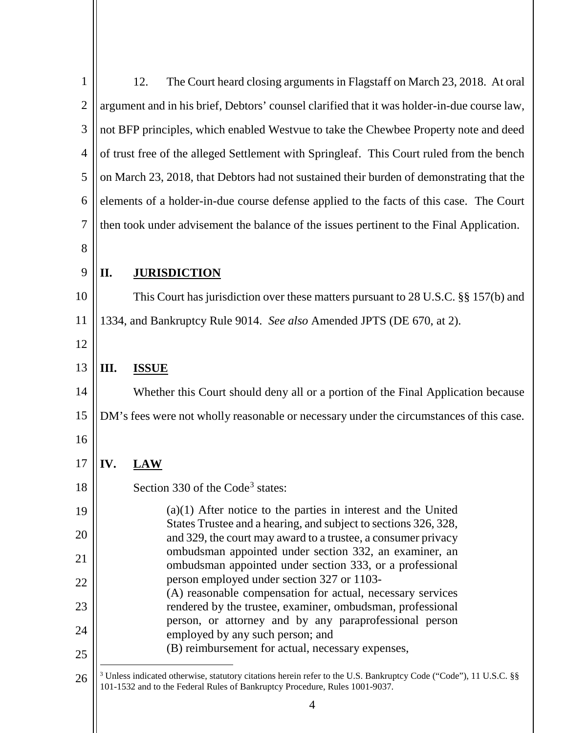12. The Court heard closing arguments in Flagstaff on March 23, 2018. At oral argument and in his brief, Debtors' counsel clarified that it was holder-in-due course law, not BFP principles, which enabled Westvue to take the Chewbee Property note and deed of trust free of the alleged Settlement with Springleaf. This Court ruled from the bench on March 23, 2018, that Debtors had not sustained their burden of demonstrating that the elements of a holder-in-due course defense applied to the facts of this case. The Court then took under advisement the balance of the issues pertinent to the Final Application.

## II. JURISDICTION

This Court has jurisdiction over these matters pursuant to 28 U.S.C. §§ 157(b) and 1334, and Bankruptcy Rule 9014. *See also* Amended JPTS (DE 670, at 2).

## III. ISSUE

Whether this Court should deny all or a portion of the Final Application because DM's fees were not wholly reasonable or necessary under the circumstances of this case.

## IV. LAW

Section 330 of the Code[3] states:

> (a)(1) After notice to the parties in interest and the United States Trustee and a hearing, and subject to sections 326, 328, and 329, the court may award to a trustee, a consumer privacy ombudsman appointed under section 332, an examiner, an ombudsman appointed under section 333, or a professional person employed under section 327 or 1103-
> (A) reasonable compensation for actual, necessary services rendered by the trustee, examiner, ombudsman, professional person, or attorney and by any paraprofessional person employed by any such person; and
> (B) reimbursement for actual, necessary expenses,

---

[3] Unless indicated otherwise, statutory citations herein refer to the U.S. Bankruptcy Code ("Code"), 11 U.S.C. §§ 101-1532 and to the Federal Rules of Bankruptcy Procedure, Rules 1001-9037.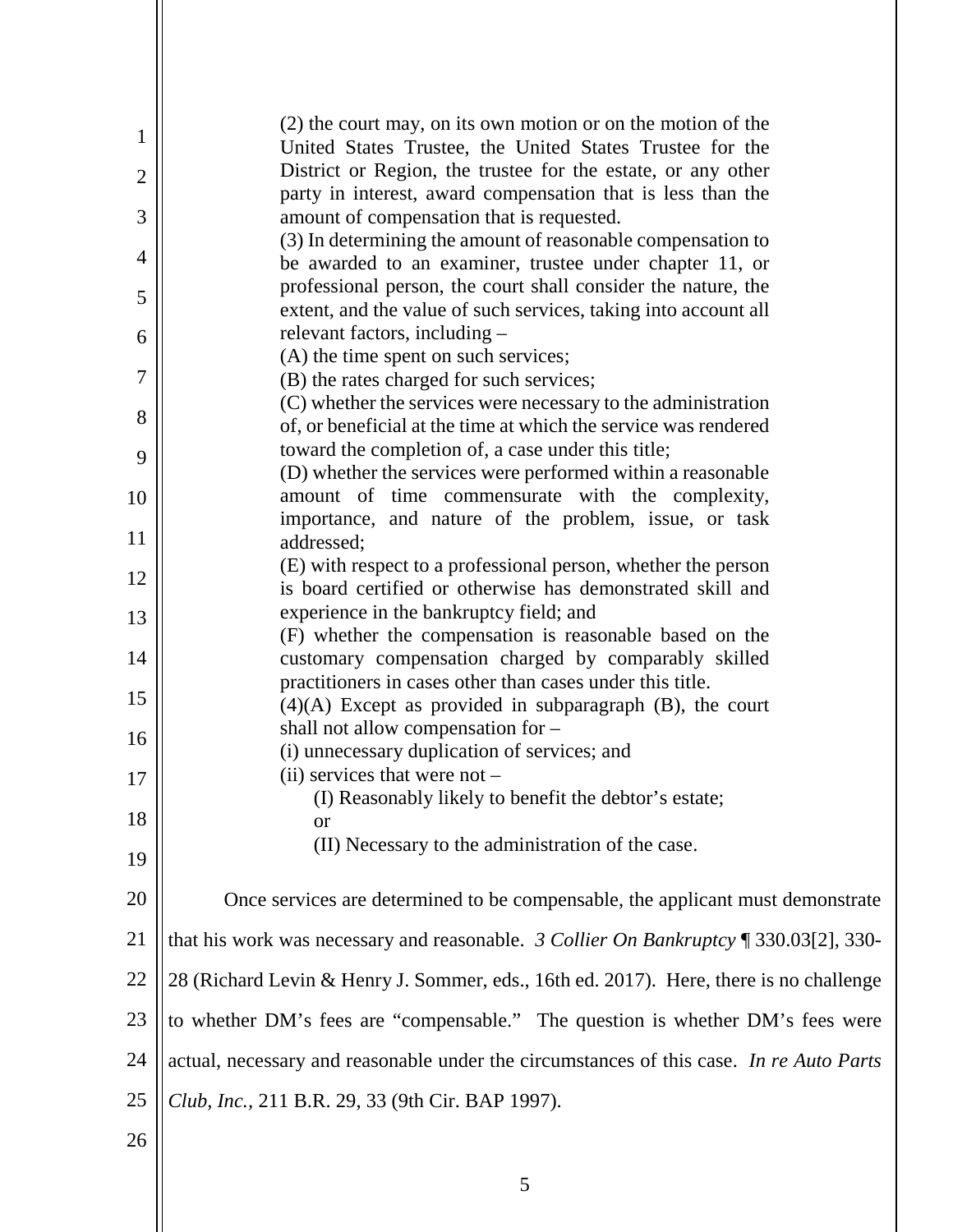> (2) the court may, on its own motion or on the motion of the United States Trustee, the United States Trustee for the District or Region, the trustee for the estate, or any other party in interest, award compensation that is less than the amount of compensation that is requested.
>
> (3) In determining the amount of reasonable compensation to be awarded to an examiner, trustee under chapter 11, or professional person, the court shall consider the nature, the extent, and the value of such services, taking into account all relevant factors, including –
>
> (A) the time spent on such services;
>
> (B) the rates charged for such services;
>
> (C) whether the services were necessary to the administration of, or beneficial at the time at which the service was rendered toward the completion of, a case under this title;
>
> (D) whether the services were performed within a reasonable amount of time commensurate with the complexity, importance, and nature of the problem, issue, or task addressed;
>
> (E) with respect to a professional person, whether the person is board certified or otherwise has demonstrated skill and experience in the bankruptcy field; and
>
> (F) whether the compensation is reasonable based on the customary compensation charged by comparably skilled practitioners in cases other than cases under this title.
>
> (4)(A) Except as provided in subparagraph (B), the court shall not allow compensation for –
>
> (i) unnecessary duplication of services; and
>
> (ii) services that were not –
>
> (I) Reasonably likely to benefit the debtor's estate; or
>
> (II) Necessary to the administration of the case.

Once services are determined to be compensable, the applicant must demonstrate that his work was necessary and reasonable. *3 Collier On Bankruptcy* ¶ 330.03[2], 330-28 (Richard Levin & Henry J. Sommer, eds., 16th ed. 2017). Here, there is no challenge to whether DM's fees are "compensable." The question is whether DM's fees were actual, necessary and reasonable under the circumstances of this case. *In re Auto Parts Club, Inc.*, 211 B.R. 29, 33 (9th Cir. BAP 1997).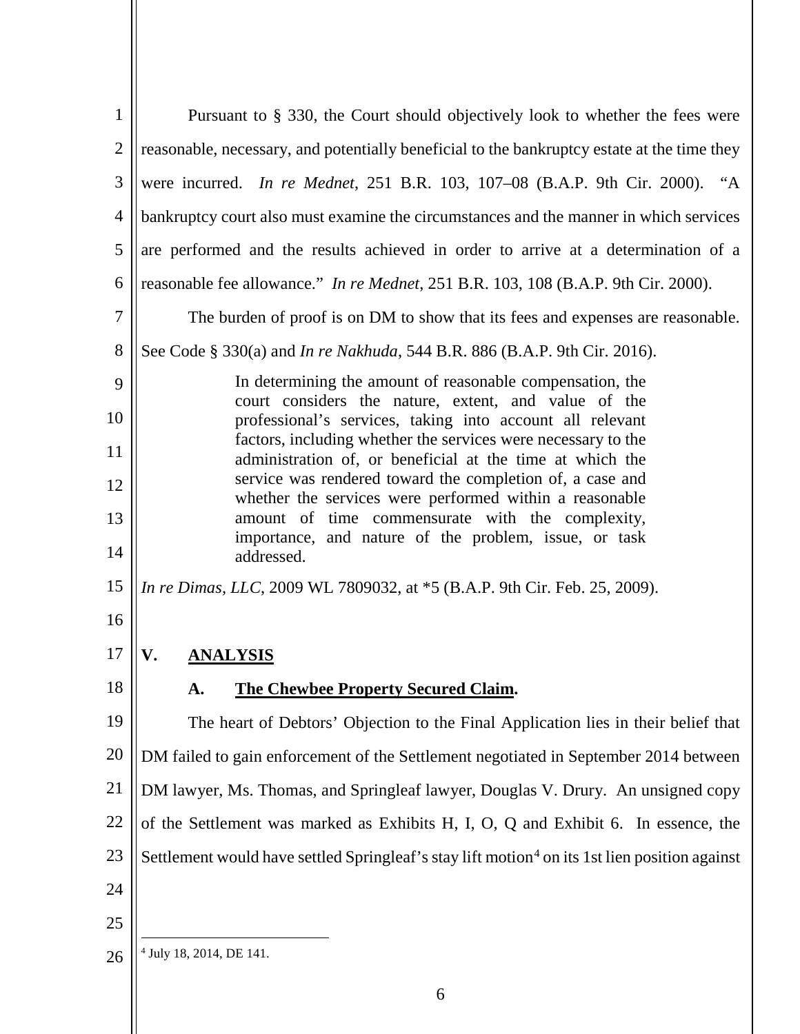Pursuant to § 330, the Court should objectively look to whether the fees were reasonable, necessary, and potentially beneficial to the bankruptcy estate at the time they were incurred. *In re Mednet*, 251 B.R. 103, 107–08 (B.A.P. 9th Cir. 2000). "A bankruptcy court also must examine the circumstances and the manner in which services are performed and the results achieved in order to arrive at a determination of a reasonable fee allowance." *In re Mednet*, 251 B.R. 103, 108 (B.A.P. 9th Cir. 2000).

The burden of proof is on DM to show that its fees and expenses are reasonable. See Code § 330(a) and *In re Nakhuda*, 544 B.R. 886 (B.A.P. 9th Cir. 2016).

> In determining the amount of reasonable compensation, the court considers the nature, extent, and value of the professional's services, taking into account all relevant factors, including whether the services were necessary to the administration of, or beneficial at the time at which the service was rendered toward the completion of, a case and whether the services were performed within a reasonable amount of time commensurate with the complexity, importance, and nature of the problem, issue, or task addressed.

*In re Dimas, LLC*, 2009 WL 7809032, at *5 (B.A.P. 9th Cir. Feb. 25, 2009).

## V. ANALYSIS

### A. The Chewbee Property Secured Claim.

The heart of Debtors' Objection to the Final Application lies in their belief that DM failed to gain enforcement of the Settlement negotiated in September 2014 between DM lawyer, Ms. Thomas, and Springleaf lawyer, Douglas V. Drury. An unsigned copy of the Settlement was marked as Exhibits H, I, O, Q and Exhibit 6. In essence, the Settlement would have settled Springleaf's stay lift motion[4] on its 1st lien position against

[4] July 18, 2014, DE 141.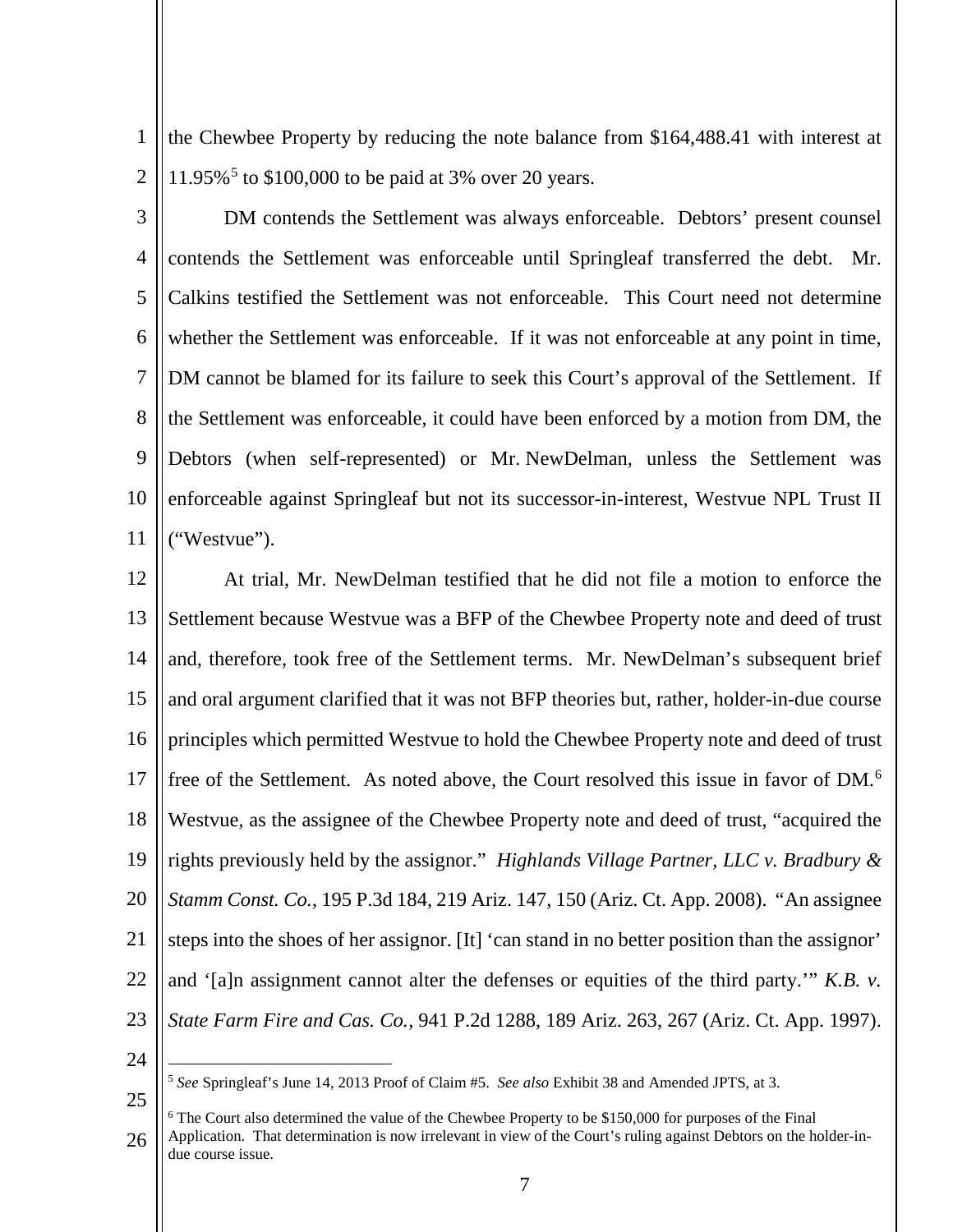the Chewbee Property by reducing the note balance from $164,488.41 with interest at 11.95%[5] to $100,000 to be paid at 3% over 20 years.

DM contends the Settlement was always enforceable. Debtors' present counsel contends the Settlement was enforceable until Springleaf transferred the debt. Mr. Calkins testified the Settlement was not enforceable. This Court need not determine whether the Settlement was enforceable. If it was not enforceable at any point in time, DM cannot be blamed for its failure to seek this Court's approval of the Settlement. If the Settlement was enforceable, it could have been enforced by a motion from DM, the Debtors (when self-represented) or Mr. NewDelman, unless the Settlement was enforceable against Springleaf but not its successor-in-interest, Westvue NPL Trust II ("Westvue").

At trial, Mr. NewDelman testified that he did not file a motion to enforce the Settlement because Westvue was a BFP of the Chewbee Property note and deed of trust and, therefore, took free of the Settlement terms. Mr. NewDelman's subsequent brief and oral argument clarified that it was not BFP theories but, rather, holder-in-due course principles which permitted Westvue to hold the Chewbee Property note and deed of trust free of the Settlement. As noted above, the Court resolved this issue in favor of DM.[6] Westvue, as the assignee of the Chewbee Property note and deed of trust, "acquired the rights previously held by the assignor." *Highlands Village Partner, LLC v. Bradbury & Stamm Const. Co.*, 195 P.3d 184, 219 Ariz. 147, 150 (Ariz. Ct. App. 2008). "An assignee steps into the shoes of her assignor. [It] 'can stand in no better position than the assignor' and '[a]n assignment cannot alter the defenses or equities of the third party.'" *K.B. v. State Farm Fire and Cas. Co.*, 941 P.2d 1288, 189 Ariz. 263, 267 (Ariz. Ct. App. 1997).

---

[5] *See* Springleaf's June 14, 2013 Proof of Claim #5. *See also* Exhibit 38 and Amended JPTS, at 3.

[6] The Court also determined the value of the Chewbee Property to be $150,000 for purposes of the Final Application. That determination is now irrelevant in view of the Court's ruling against Debtors on the holder-in-due course issue.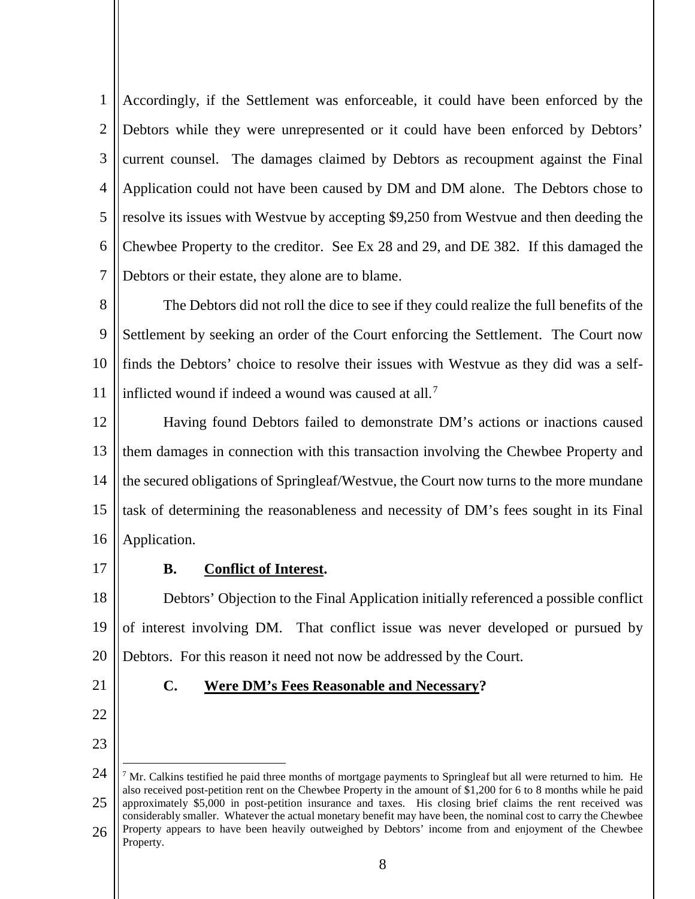Accordingly, if the Settlement was enforceable, it could have been enforced by the Debtors while they were unrepresented or it could have been enforced by Debtors' current counsel. The damages claimed by Debtors as recoupment against the Final Application could not have been caused by DM and DM alone. The Debtors chose to resolve its issues with Westvue by accepting $9,250 from Westvue and then deeding the Chewbee Property to the creditor. See Ex 28 and 29, and DE 382. If this damaged the Debtors or their estate, they alone are to blame.

The Debtors did not roll the dice to see if they could realize the full benefits of the Settlement by seeking an order of the Court enforcing the Settlement. The Court now finds the Debtors' choice to resolve their issues with Westvue as they did was a self-inflicted wound if indeed a wound was caused at all.[7]

Having found Debtors failed to demonstrate DM's actions or inactions caused them damages in connection with this transaction involving the Chewbee Property and the secured obligations of Springleaf/Westvue, the Court now turns to the more mundane task of determining the reasonableness and necessity of DM's fees sought in its Final Application.

**B. Conflict of Interest.**

Debtors' Objection to the Final Application initially referenced a possible conflict of interest involving DM. That conflict issue was never developed or pursued by Debtors. For this reason it need not now be addressed by the Court.

**C. Were DM's Fees Reasonable and Necessary?**

---

[7] Mr. Calkins testified he paid three months of mortgage payments to Springleaf but all were returned to him. He also received post-petition rent on the Chewbee Property in the amount of $1,200 for 6 to 8 months while he paid approximately $5,000 in post-petition insurance and taxes. His closing brief claims the rent received was considerably smaller. Whatever the actual monetary benefit may have been, the nominal cost to carry the Chewbee Property appears to have been heavily outweighed by Debtors' income from and enjoyment of the Chewbee Property.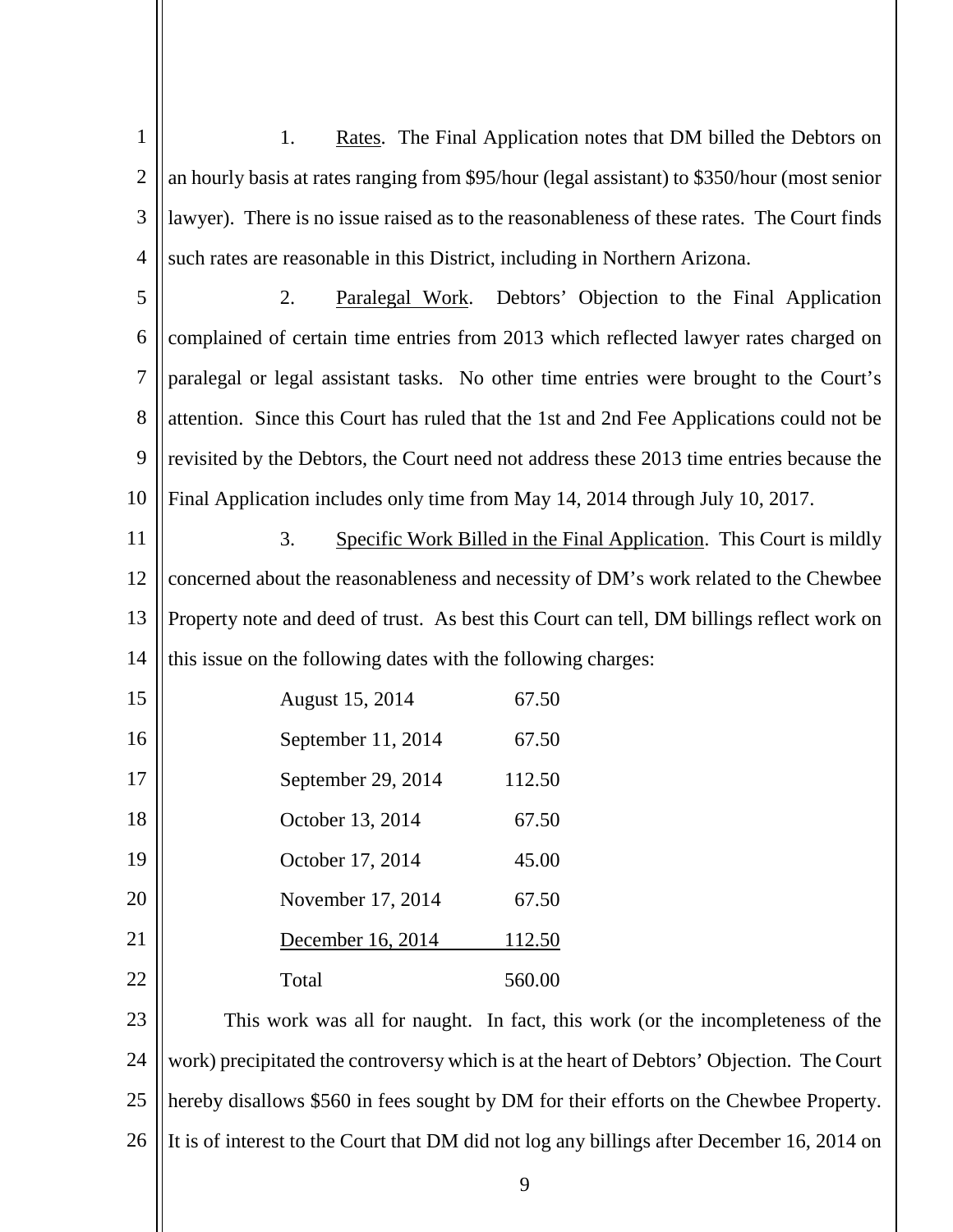1. Rates. The Final Application notes that DM billed the Debtors on an hourly basis at rates ranging from $95/hour (legal assistant) to $350/hour (most senior lawyer). There is no issue raised as to the reasonableness of these rates. The Court finds such rates are reasonable in this District, including in Northern Arizona.

2. Paralegal Work. Debtors' Objection to the Final Application complained of certain time entries from 2013 which reflected lawyer rates charged on paralegal or legal assistant tasks. No other time entries were brought to the Court's attention. Since this Court has ruled that the 1st and 2nd Fee Applications could not be revisited by the Debtors, the Court need not address these 2013 time entries because the Final Application includes only time from May 14, 2014 through July 10, 2017.

3. Specific Work Billed in the Final Application. This Court is mildly concerned about the reasonableness and necessity of DM's work related to the Chewbee Property note and deed of trust. As best this Court can tell, DM billings reflect work on this issue on the following dates with the following charges:

| Date | Charge |
|---|---|
| August 15, 2014 | 67.50 |
| September 11, 2014 | 67.50 |
| September 29, 2014 | 112.50 |
| October 13, 2014 | 67.50 |
| October 17, 2014 | 45.00 |
| November 17, 2014 | 67.50 |
| December 16, 2014 | 112.50 |
| Total | 560.00 |

This work was all for naught. In fact, this work (or the incompleteness of the work) precipitated the controversy which is at the heart of Debtors' Objection. The Court hereby disallows $560 in fees sought by DM for their efforts on the Chewbee Property. It is of interest to the Court that DM did not log any billings after December 16, 2014 on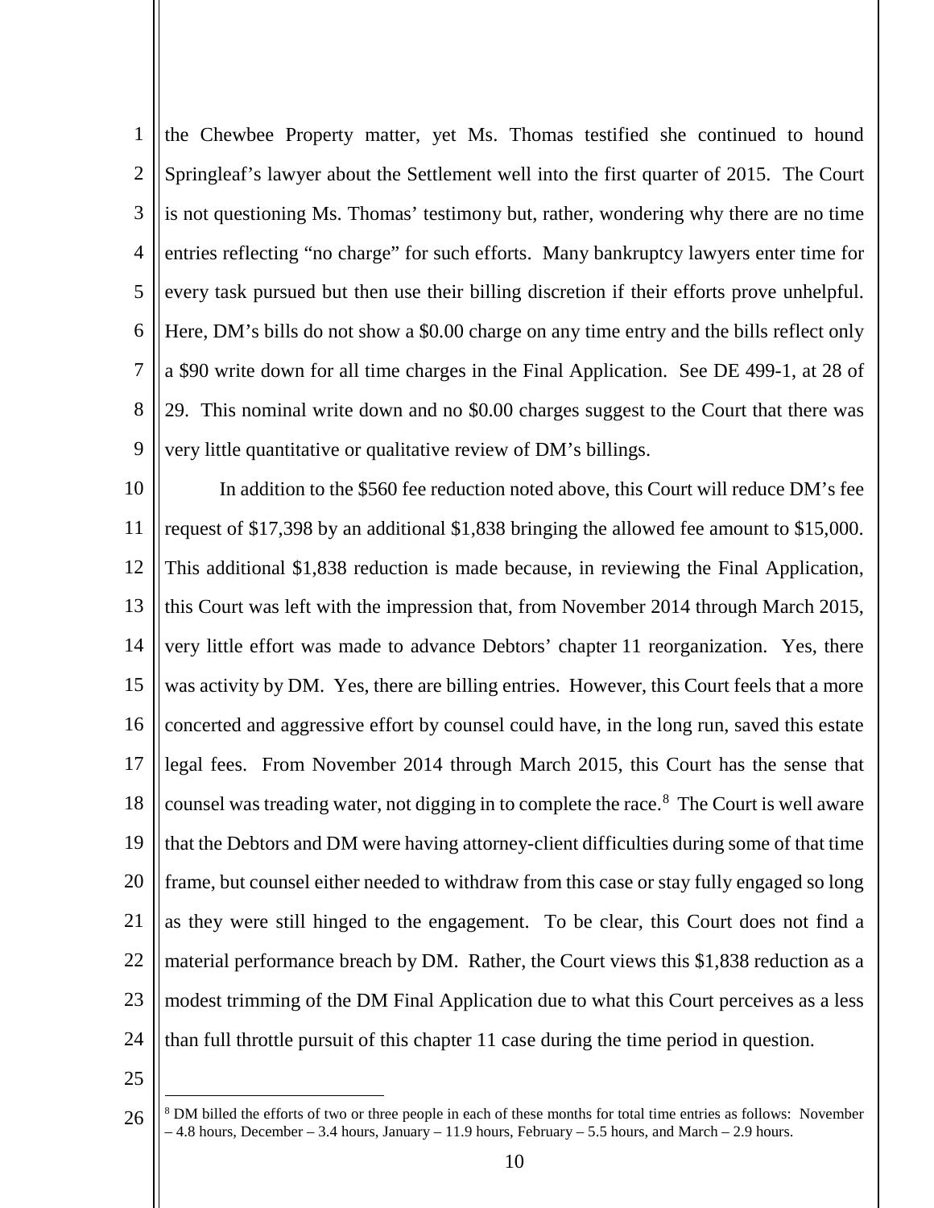the Chewbee Property matter, yet Ms. Thomas testified she continued to hound Springleaf's lawyer about the Settlement well into the first quarter of 2015. The Court is not questioning Ms. Thomas' testimony but, rather, wondering why there are no time entries reflecting "no charge" for such efforts. Many bankruptcy lawyers enter time for every task pursued but then use their billing discretion if their efforts prove unhelpful. Here, DM's bills do not show a $0.00 charge on any time entry and the bills reflect only a $90 write down for all time charges in the Final Application. See DE 499-1, at 28 of 29. This nominal write down and no $0.00 charges suggest to the Court that there was very little quantitative or qualitative review of DM's billings.

In addition to the $560 fee reduction noted above, this Court will reduce DM's fee request of $17,398 by an additional $1,838 bringing the allowed fee amount to $15,000. This additional $1,838 reduction is made because, in reviewing the Final Application, this Court was left with the impression that, from November 2014 through March 2015, very little effort was made to advance Debtors' chapter 11 reorganization. Yes, there was activity by DM. Yes, there are billing entries. However, this Court feels that a more concerted and aggressive effort by counsel could have, in the long run, saved this estate legal fees. From November 2014 through March 2015, this Court has the sense that counsel was treading water, not digging in to complete the race.[8] The Court is well aware that the Debtors and DM were having attorney-client difficulties during some of that time frame, but counsel either needed to withdraw from this case or stay fully engaged so long as they were still hinged to the engagement. To be clear, this Court does not find a material performance breach by DM. Rather, the Court views this $1,838 reduction as a modest trimming of the DM Final Application due to what this Court perceives as a less than full throttle pursuit of this chapter 11 case during the time period in question.

---

[8] DM billed the efforts of two or three people in each of these months for total time entries as follows: November – 4.8 hours, December – 3.4 hours, January – 11.9 hours, February – 5.5 hours, and March – 2.9 hours.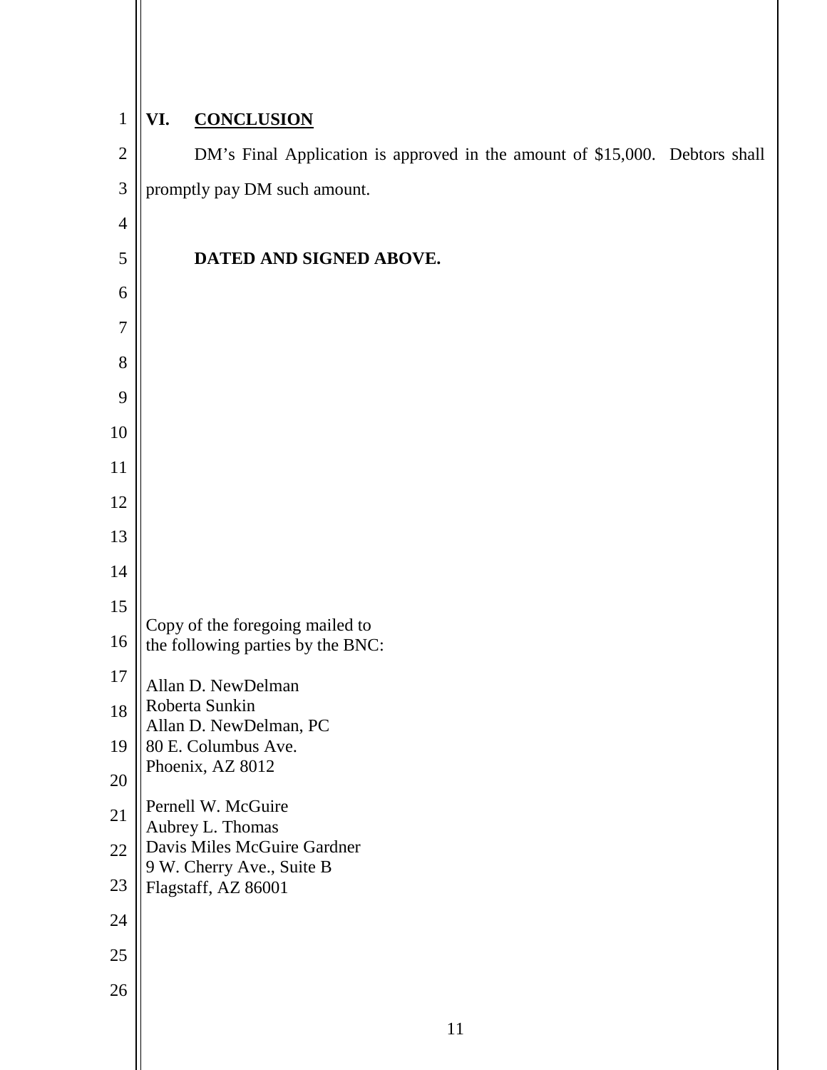## VI. CONCLUSION

DM's Final Application is approved in the amount of $15,000. Debtors shall promptly pay DM such amount.

**DATED AND SIGNED ABOVE.**

Copy of the foregoing mailed to
the following parties by the BNC:

Allan D. NewDelman
Roberta Sunkin
Allan D. NewDelman, PC
80 E. Columbus Ave.
Phoenix, AZ 8012

Pernell W. McGuire
Aubrey L. Thomas
Davis Miles McGuire Gardner
9 W. Cherry Ave., Suite B
Flagstaff, AZ 86001